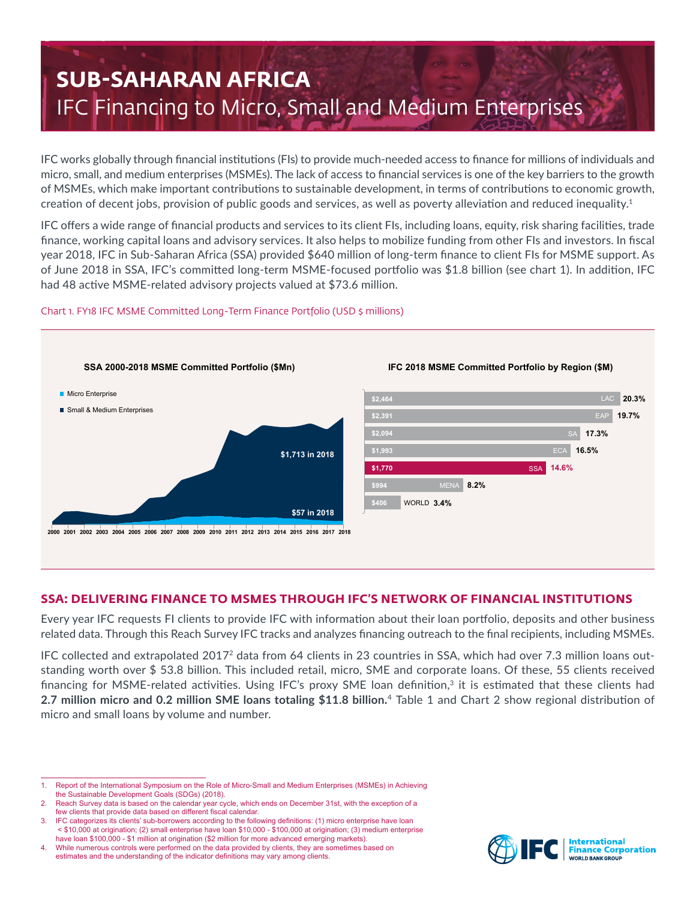# SUB-SAHARAN AFRICA

## IFC Financing to Micro, Small and Medium Enterprises

IFC works globally through financial institutions (FIs) to provide much-needed access to finance for millions of individuals and micro, small, and medium enterprises (MSMEs). The lack of access to financial services is one of the key barriers to the growth of MSMEs, which make important contributions to sustainable development, in terms of contributions to economic growth, creation of decent jobs, provision of public goods and services, as well as poverty alleviation and reduced inequality.[1]

IFC offers a wide range of financial products and services to its client FIs, including loans, equity, risk sharing facilities, trade finance, working capital loans and advisory services. It also helps to mobilize funding from other FIs and investors. In fiscal year 2018, IFC in Sub-Saharan Africa (SSA) provided $640 million of long-term finance to client FIs for MSME support. As of June 2018 in SSA, IFC's committed long-term MSME-focused portfolio was $1.8 billion (see chart 1). In addition, IFC had 48 active MSME-related advisory projects valued at $73.6 million.

Chart 1. FY18 IFC MSME Committed Long-Term Finance Portfolio (USD $ millions)

**SSA 2000-2018 MSME Committed Portfolio ($Mn)**

- Micro Enterprise: $57 in 2018
- Small & Medium Enterprises: $1,713 in 2018

**IFC 2018 MSME Committed Portfolio by Region ($M)**

| Region | $M | Share |
|---|---|---|
| LAC | $2,464 | 20.3% |
| EAP | $2,391 | 19.7% |
| SA | $2,094 | 17.3% |
| ECA | $1,993 | 16.5% |
| SSA | $1,770 | 14.6% |
| MENA | $994 | 8.2% |
| WORLD | $406 | 3.4% |

## SSA: DELIVERING FINANCE TO MSMES THROUGH IFC'S NETWORK OF FINANCIAL INSTITUTIONS

Every year IFC requests FI clients to provide IFC with information about their loan portfolio, deposits and other business related data. Through this Reach Survey IFC tracks and analyzes financing outreach to the final recipients, including MSMEs.

IFC collected and extrapolated 2017[2] data from 64 clients in 23 countries in SSA, which had over 7.3 million loans outstanding worth over $ 53.8 billion. This included retail, micro, SME and corporate loans. Of these, 55 clients received financing for MSME-related activities. Using IFC's proxy SME loan definition,[3] it is estimated that these clients had **2.7 million micro and 0.2 million SME loans totaling $11.8 billion.**[4] Table 1 and Chart 2 show regional distribution of micro and small loans by volume and number.

1. Report of the International Symposium on the Role of Micro-Small and Medium Enterprises (MSMEs) in Achieving the Sustainable Development Goals (SDGs) (2018).
2. Reach Survey data is based on the calendar year cycle, which ends on December 31st, with the exception of a few clients that provide data based on different fiscal calendar.
3. IFC categorizes its clients' sub-borrowers according to the following definitions: (1) micro enterprise have loan < $10,000 at origination; (2) small enterprise have loan $10,000 - $100,000 at origination; (3) medium enterprise have loan $100,000 - $1 million at origination ($2 million for more advanced emerging markets).
4. While numerous controls were performed on the data provided by clients, they are sometimes based on estimates and the understanding of the indicator definitions may vary among clients.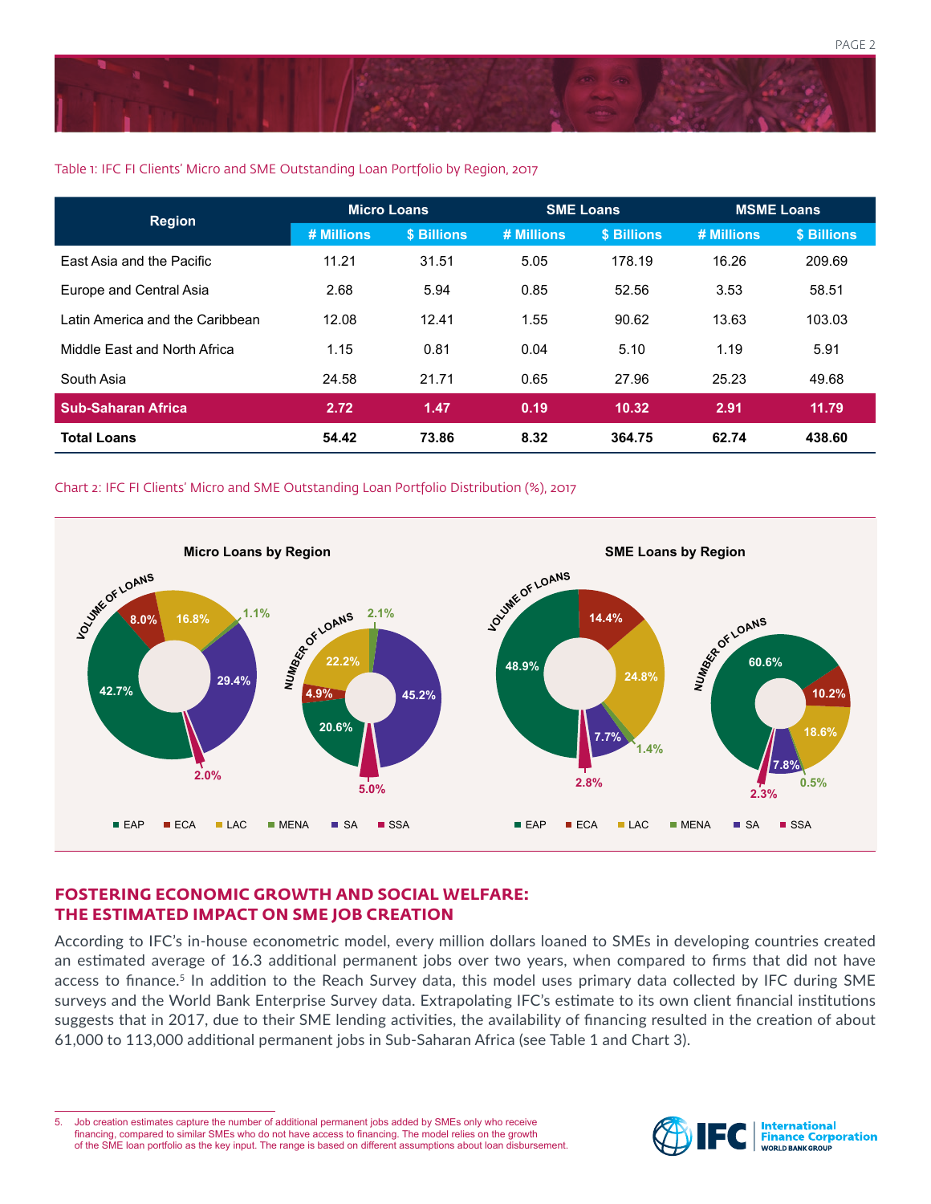Table 1: IFC FI Clients' Micro and SME Outstanding Loan Portfolio by Region, 2017

| Region | Micro Loans | | SME Loans | | MSME Loans | |
|---|---|---|---|---|---|---|
| | # Millions | $ Billions | # Millions | $ Billions | # Millions | $ Billions |
| East Asia and the Pacific | 11.21 | 31.51 | 5.05 | 178.19 | 16.26 | 209.69 |
| Europe and Central Asia | 2.68 | 5.94 | 0.85 | 52.56 | 3.53 | 58.51 |
| Latin America and the Caribbean | 12.08 | 12.41 | 1.55 | 90.62 | 13.63 | 103.03 |
| Middle East and North Africa | 1.15 | 0.81 | 0.04 | 5.10 | 1.19 | 5.91 |
| South Asia | 24.58 | 21.71 | 0.65 | 27.96 | 25.23 | 49.68 |
| **Sub-Saharan Africa** | **2.72** | **1.47** | **0.19** | **10.32** | **2.91** | **11.79** |
| **Total Loans** | **54.42** | **73.86** | **8.32** | **364.75** | **62.74** | **438.60** |

Chart 2: IFC FI Clients' Micro and SME Outstanding Loan Portfolio Distribution (%), 2017

**Micro Loans by Region**

| Region | Volume of Loans | Number of Loans |
|---|---|---|
| EAP | 42.7% | 20.6% |
| ECA | 8.0% | 4.9% |
| LAC | 16.8% | 22.2% |
| MENA | 1.1% | 2.1% |
| SA | 29.4% | 45.2% |
| SSA | 2.0% | 5.0% |

**SME Loans by Region**

| Region | Volume of Loans | Number of Loans |
|---|---|---|
| EAP | 48.9% | 60.6% |
| ECA | 14.4% | 10.2% |
| LAC | 24.8% | 18.6% |
| MENA | 1.4% | 0.5% |
| SA | 7.7% | 7.8% |
| SSA | 2.8% | 2.3% |

## FOSTERING ECONOMIC GROWTH AND SOCIAL WELFARE: THE ESTIMATED IMPACT ON SME JOB CREATION

According to IFC's in-house econometric model, every million dollars loaned to SMEs in developing countries created an estimated average of 16.3 additional permanent jobs over two years, when compared to firms that did not have access to finance.[5] In addition to the Reach Survey data, this model uses primary data collected by IFC during SME surveys and the World Bank Enterprise Survey data. Extrapolating IFC's estimate to its own client financial institutions suggests that in 2017, due to their SME lending activities, the availability of financing resulted in the creation of about 61,000 to 113,000 additional permanent jobs in Sub-Saharan Africa (see Table 1 and Chart 3).

5. Job creation estimates capture the number of additional permanent jobs added by SMEs only who receive financing, compared to similar SMEs who do not have access to financing. The model relies on the growth of the SME loan portfolio as the key input. The range is based on different assumptions about loan disbursement.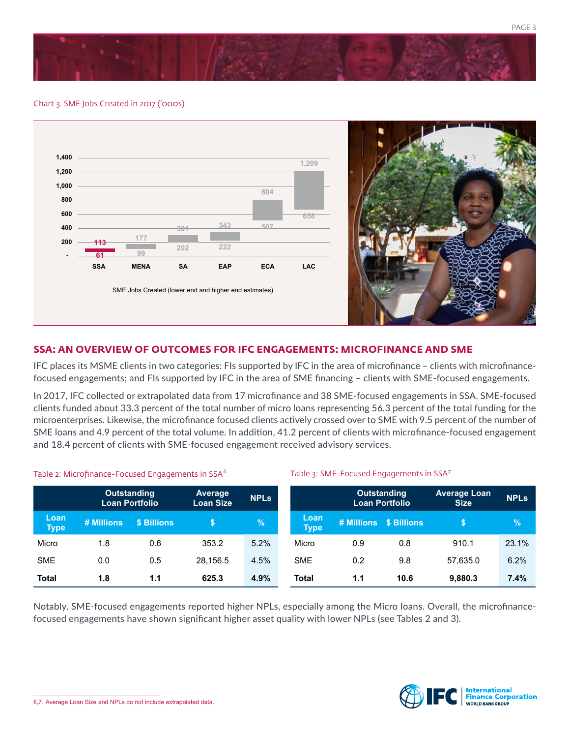Chart 3. SME Jobs Created in 2017 ('000s)

| Region | Lower end | Higher end |
|---|---|---|
| SSA | 61 | 113 |
| MENA | 99 | 177 |
| SA | 202 | 301 |
| EAP | 222 | 343 |
| ECA | 507 | 804 |
| LAC | 658 | 1,209 |

SME Jobs Created (lower end and higher end estimates)

## SSA: AN OVERVIEW OF OUTCOMES FOR IFC ENGAGEMENTS: MICROFINANCE AND SME

IFC places its MSME clients in two categories: FIs supported by IFC in the area of microfinance – clients with microfinance-focused engagements; and FIs supported by IFC in the area of SME financing – clients with SME-focused engagements.

In 2017, IFC collected or extrapolated data from 17 microfinance and 38 SME-focused engagements in SSA. SME-focused clients funded about 33.3 percent of the total number of micro loans representing 56.3 percent of the total funding for the microenterprises. Likewise, the microfinance focused clients actively crossed over to SME with 9.5 percent of the number of SME loans and 4.9 percent of the total volume. In addition, 41.2 percent of clients with microfinance-focused engagement and 18.4 percent of clients with SME-focused engagement received advisory services.

Table 2: Microfinance-Focused Engagements in SSA[6]

| | Outstanding Loan Portfolio | | Average Loan Size | NPLs |
|---|---|---|---|---|
| **Loan Type** | **# Millions** | **$ Billions** | **$** | **%** |
| Micro | 1.8 | 0.6 | 353.2 | 5.2% |
| SME | 0.0 | 0.5 | 28,156.5 | 4.5% |
| **Total** | **1.8** | **1.1** | **625.3** | **4.9%** |

Table 3: SME-Focused Engagements in SSA[7]

| | Outstanding Loan Portfolio | | Average Loan Size | NPLs |
|---|---|---|---|---|
| **Loan Type** | **# Millions** | **$ Billions** | **$** | **%** |
| Micro | 0.9 | 0.8 | 910.1 | 23.1% |
| SME | 0.2 | 9.8 | 57,635.0 | 6.2% |
| **Total** | **1.1** | **10.6** | **9,880.3** | **7.4%** |

Notably, SME-focused engagements reported higher NPLs, especially among the Micro loans. Overall, the microfinance-focused engagements have shown significant higher asset quality with lower NPLs (see Tables 2 and 3).

6,7. Average Loan Size and NPLs do not include extrapolated data.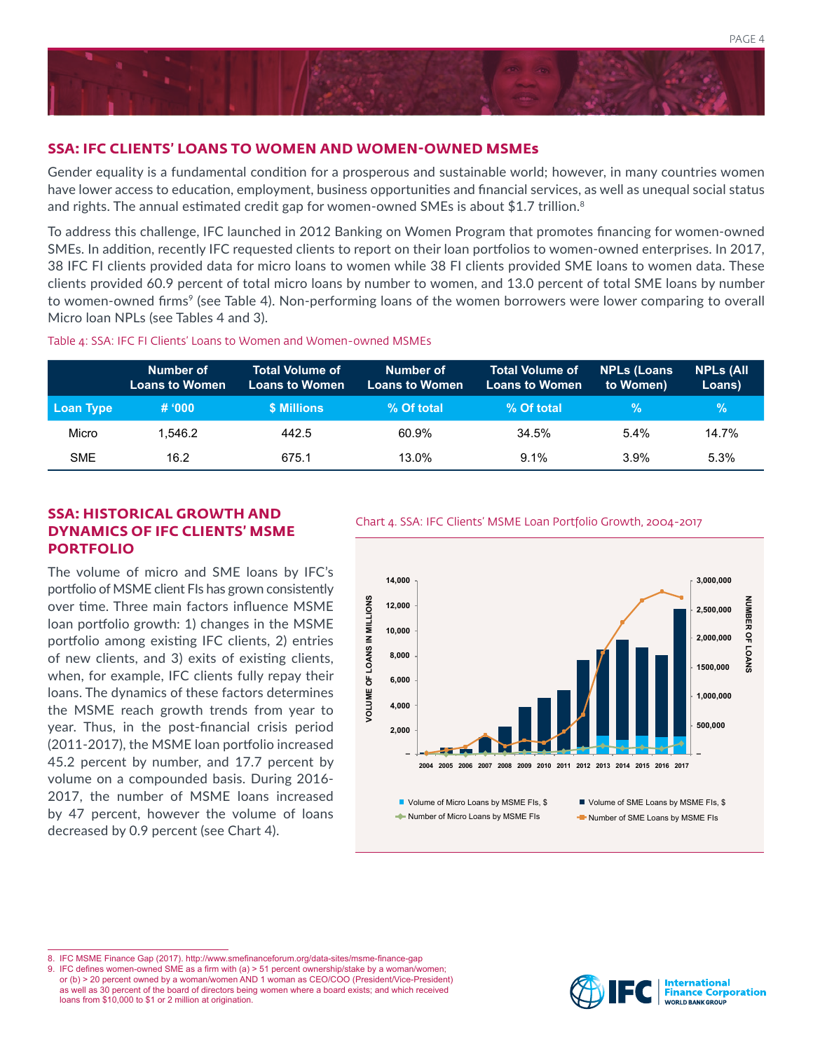## SSA: IFC CLIENTS' LOANS TO WOMEN AND WOMEN-OWNED MSMEs

Gender equality is a fundamental condition for a prosperous and sustainable world; however, in many countries women have lower access to education, employment, business opportunities and financial services, as well as unequal social status and rights. The annual estimated credit gap for women-owned SMEs is about $1.7 trillion.[8]

To address this challenge, IFC launched in 2012 Banking on Women Program that promotes financing for women-owned SMEs. In addition, recently IFC requested clients to report on their loan portfolios to women-owned enterprises. In 2017, 38 IFC FI clients provided data for micro loans to women while 38 FI clients provided SME loans to women data. These clients provided 60.9 percent of total micro loans by number to women, and 13.0 percent of total SME loans by number to women-owned firms[9] (see Table 4). Non-performing loans of the women borrowers were lower comparing to overall Micro loan NPLs (see Tables 4 and 3).

Table 4: SSA: IFC FI Clients' Loans to Women and Women-owned MSMEs

| | Number of Loans to Women | Total Volume of Loans to Women | Number of Loans to Women | Total Volume of Loans to Women | NPLs (Loans to Women) | NPLs (All Loans) |
|---|---|---|---|---|---|---|
| **Loan Type** | **# '000** | **$ Millions** | **% Of total** | **% Of total** | **%** | **%** |
| Micro | 1,546.2 | 442.5 | 60.9% | 34.5% | 5.4% | 14.7% |
| SME | 16.2 | 675.1 | 13.0% | 9.1% | 3.9% | 5.3% |

## SSA: HISTORICAL GROWTH AND DYNAMICS OF IFC CLIENTS' MSME PORTFOLIO

The volume of micro and SME loans by IFC's portfolio of MSME client FIs has grown consistently over time. Three main factors influence MSME loan portfolio growth: 1) changes in the MSME portfolio among existing IFC clients, 2) entries of new clients, and 3) exits of existing clients, when, for example, IFC clients fully repay their loans. The dynamics of these factors determines the MSME reach growth trends from year to year. Thus, in the post-financial crisis period (2011-2017), the MSME loan portfolio increased 45.2 percent by number, and 17.7 percent by volume on a compounded basis. During 2016-2017, the number of MSME loans increased by 47 percent, however the volume of loans decreased by 0.9 percent (see Chart 4).

Chart 4. SSA: IFC Clients' MSME Loan Portfolio Growth, 2004-2017

---

8. IFC MSME Finance Gap (2017). http://www.smefinanceforum.org/data-sites/msme-finance-gap

9. IFC defines women-owned SME as a firm with (a) > 51 percent ownership/stake by a woman/women; or (b) > 20 percent owned by a woman/women AND 1 woman as CEO/COO (President/Vice-President) as well as 30 percent of the board of directors being women where a board exists; and which received loans from $10,000 to $1 or 2 million at origination.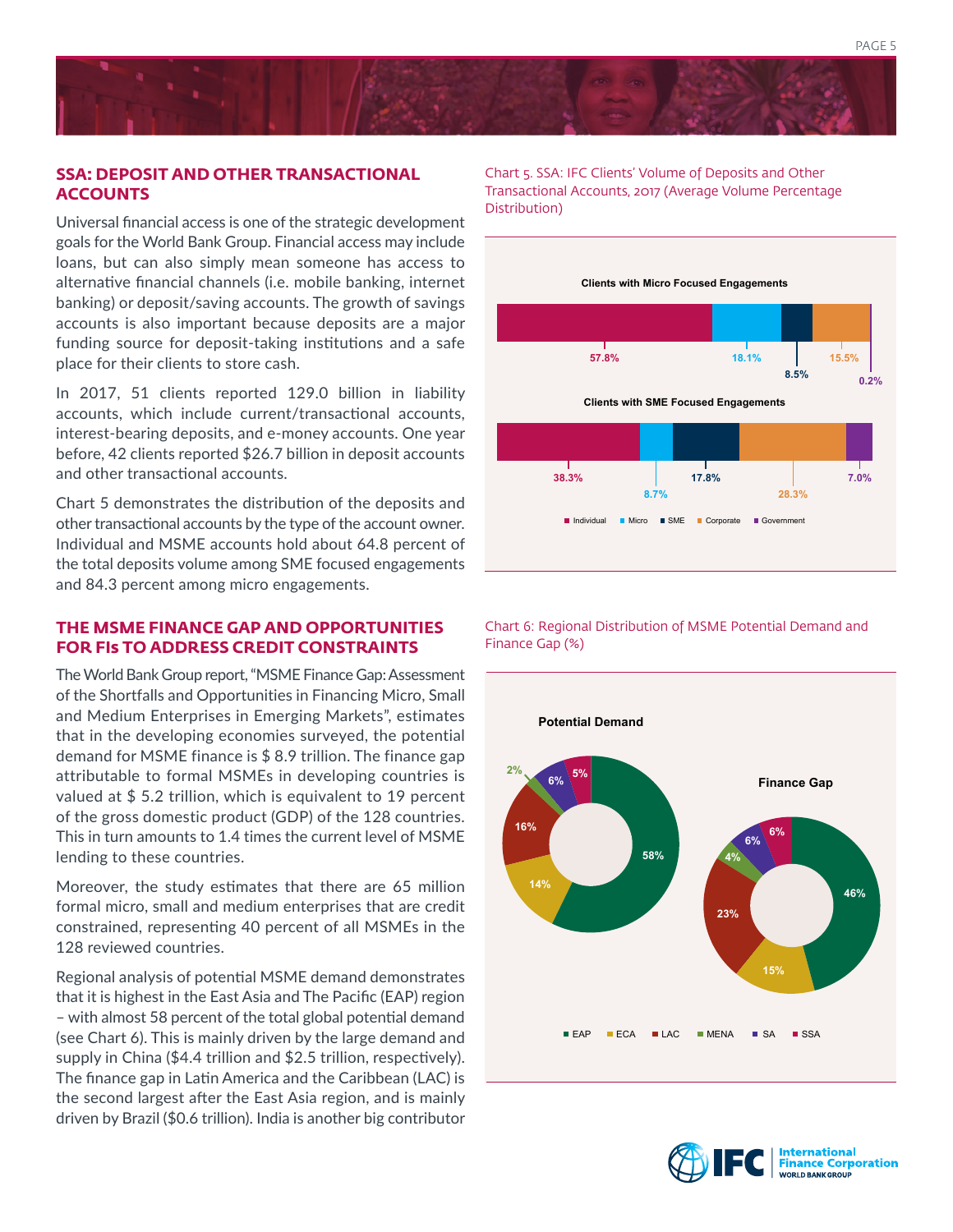## SSA: DEPOSIT AND OTHER TRANSACTIONAL ACCOUNTS

Universal financial access is one of the strategic development goals for the World Bank Group. Financial access may include loans, but can also simply mean someone has access to alternative financial channels (i.e. mobile banking, internet banking) or deposit/saving accounts. The growth of savings accounts is also important because deposits are a major funding source for deposit-taking institutions and a safe place for their clients to store cash.

In 2017, 51 clients reported 129.0 billion in liability accounts, which include current/transactional accounts, interest-bearing deposits, and e-money accounts. One year before, 42 clients reported $26.7 billion in deposit accounts and other transactional accounts.

Chart 5 demonstrates the distribution of the deposits and other transactional accounts by the type of the account owner. Individual and MSME accounts hold about 64.8 percent of the total deposits volume among SME focused engagements and 84.3 percent among micro engagements.

Chart 5. SSA: IFC Clients' Volume of Deposits and Other Transactional Accounts, 2017 (Average Volume Percentage Distribution)

| | Individual | Micro | SME | Corporate | Government |
|---|---|---|---|---|---|
| Clients with Micro Focused Engagements | 57.8% | 18.1% | 8.5% | 15.5% | 0.2% |
| Clients with SME Focused Engagements | 38.3% | 8.7% | 17.8% | 28.3% | 7.0% |

## THE MSME FINANCE GAP AND OPPORTUNITIES FOR FIs TO ADDRESS CREDIT CONSTRAINTS

The World Bank Group report, "MSME Finance Gap: Assessment of the Shortfalls and Opportunities in Financing Micro, Small and Medium Enterprises in Emerging Markets", estimates that in the developing economies surveyed, the potential demand for MSME finance is $ 8.9 trillion. The finance gap attributable to formal MSMEs in developing countries is valued at $ 5.2 trillion, which is equivalent to 19 percent of the gross domestic product (GDP) of the 128 countries. This in turn amounts to 1.4 times the current level of MSME lending to these countries.

Moreover, the study estimates that there are 65 million formal micro, small and medium enterprises that are credit constrained, representing 40 percent of all MSMEs in the 128 reviewed countries.

Regional analysis of potential MSME demand demonstrates that it is highest in the East Asia and The Pacific (EAP) region – with almost 58 percent of the total global potential demand (see Chart 6). This is mainly driven by the large demand and supply in China ($4.4 trillion and $2.5 trillion, respectively). The finance gap in Latin America and the Caribbean (LAC) is the second largest after the East Asia region, and is mainly driven by Brazil ($0.6 trillion). India is another big contributor

Chart 6: Regional Distribution of MSME Potential Demand and Finance Gap (%)

| | EAP | ECA | LAC | MENA | SA | SSA |
|---|---|---|---|---|---|---|
| Potential Demand | 58% | 14% | 16% | 2% | 6% | 5% |
| Finance Gap | 46% | 15% | 23% | 4% | 6% | 6% |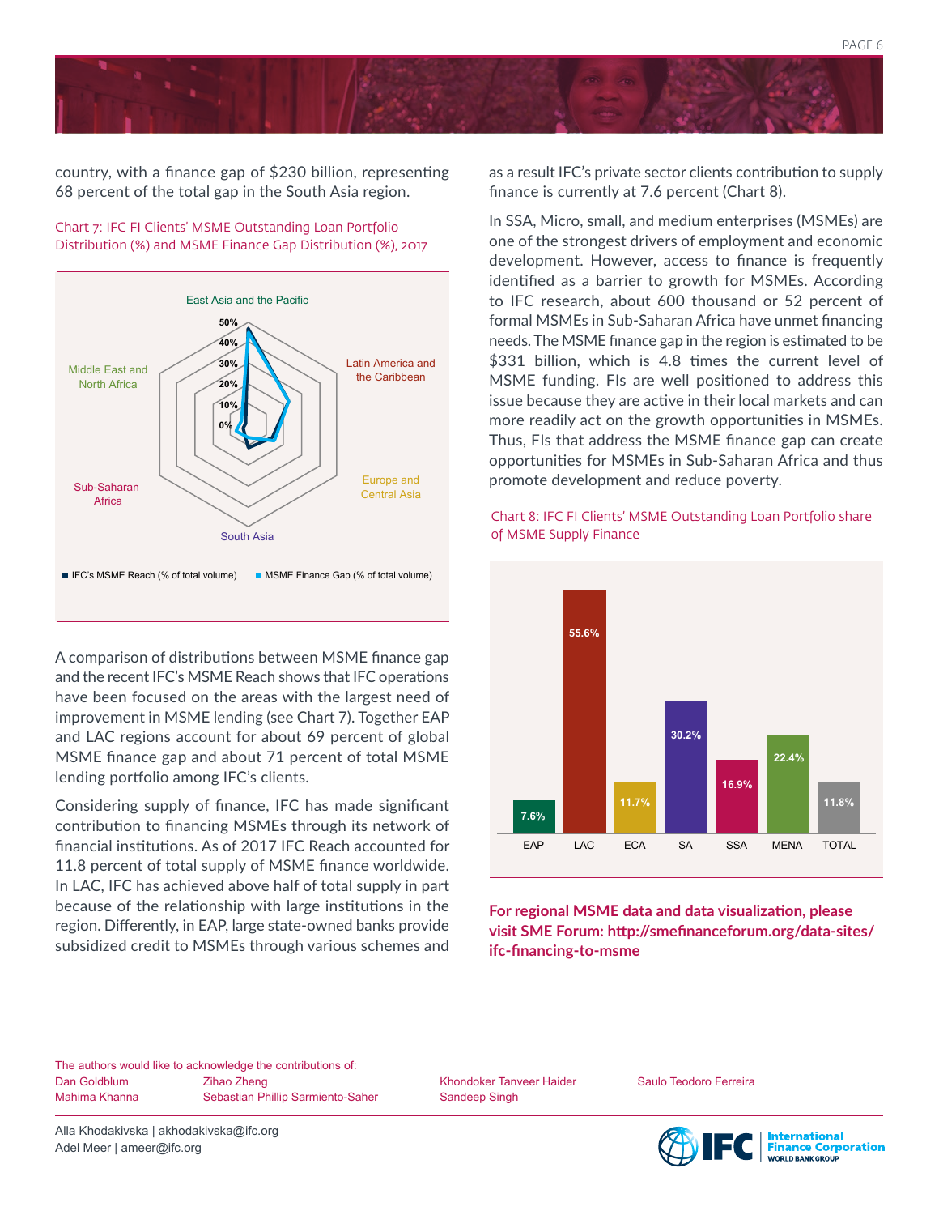country, with a finance gap of $230 billion, representing 68 percent of the total gap in the South Asia region.

Chart 7: IFC FI Clients' MSME Outstanding Loan Portfolio Distribution (%) and MSME Finance Gap Distribution (%), 2017

East Asia and the Pacific
Latin America and the Caribbean
Europe and Central Asia
South Asia
Sub-Saharan Africa
Middle East and North Africa
50%
40%
30%
20%
10%
0%

IFC's MSME Reach (% of total volume)
MSME Finance Gap (% of total volume)

A comparison of distributions between MSME finance gap and the recent IFC's MSME Reach shows that IFC operations have been focused on the areas with the largest need of improvement in MSME lending (see Chart 7). Together EAP and LAC regions account for about 69 percent of global MSME finance gap and about 71 percent of total MSME lending portfolio among IFC's clients.

Considering supply of finance, IFC has made significant contribution to financing MSMEs through its network of financial institutions. As of 2017 IFC Reach accounted for 11.8 percent of total supply of MSME finance worldwide. In LAC, IFC has achieved above half of total supply in part because of the relationship with large institutions in the region. Differently, in EAP, large state-owned banks provide subsidized credit to MSMEs through various schemes and as a result IFC's private sector clients contribution to supply finance is currently at 7.6 percent (Chart 8).

In SSA, Micro, small, and medium enterprises (MSMEs) are one of the strongest drivers of employment and economic development. However, access to finance is frequently identified as a barrier to growth for MSMEs. According to IFC research, about 600 thousand or 52 percent of formal MSMEs in Sub-Saharan Africa have unmet financing needs. The MSME finance gap in the region is estimated to be $331 billion, which is 4.8 times the current level of MSME funding. FIs are well positioned to address this issue because they are active in their local markets and can more readily act on the growth opportunities in MSMEs. Thus, FIs that address the MSME finance gap can create opportunities for MSMEs in Sub-Saharan Africa and thus promote development and reduce poverty.

Chart 8: IFC FI Clients' MSME Outstanding Loan Portfolio share of MSME Supply Finance

7.6%
55.6%
11.7%
30.2%
16.9%
22.4%
11.8%
EAP
LAC
ECA
SA
SSA
MENA
TOTAL

**For regional MSME data and data visualization, please visit SME Forum: http://smefinanceforum.org/data-sites/ifc-financing-to-msme**

The authors would like to acknowledge the contributions of:
Dan Goldblum
Mahima Khanna
Zihao Zheng
Sebastian Phillip Sarmiento-Saher
Khondoker Tanveer Haider
Sandeep Singh
Saulo Teodoro Ferreira

Alla Khodakivska | akhodakivska@ifc.org
Adel Meer | ameer@ifc.org

IFC International Finance Corporation WORLD BANK GROUP